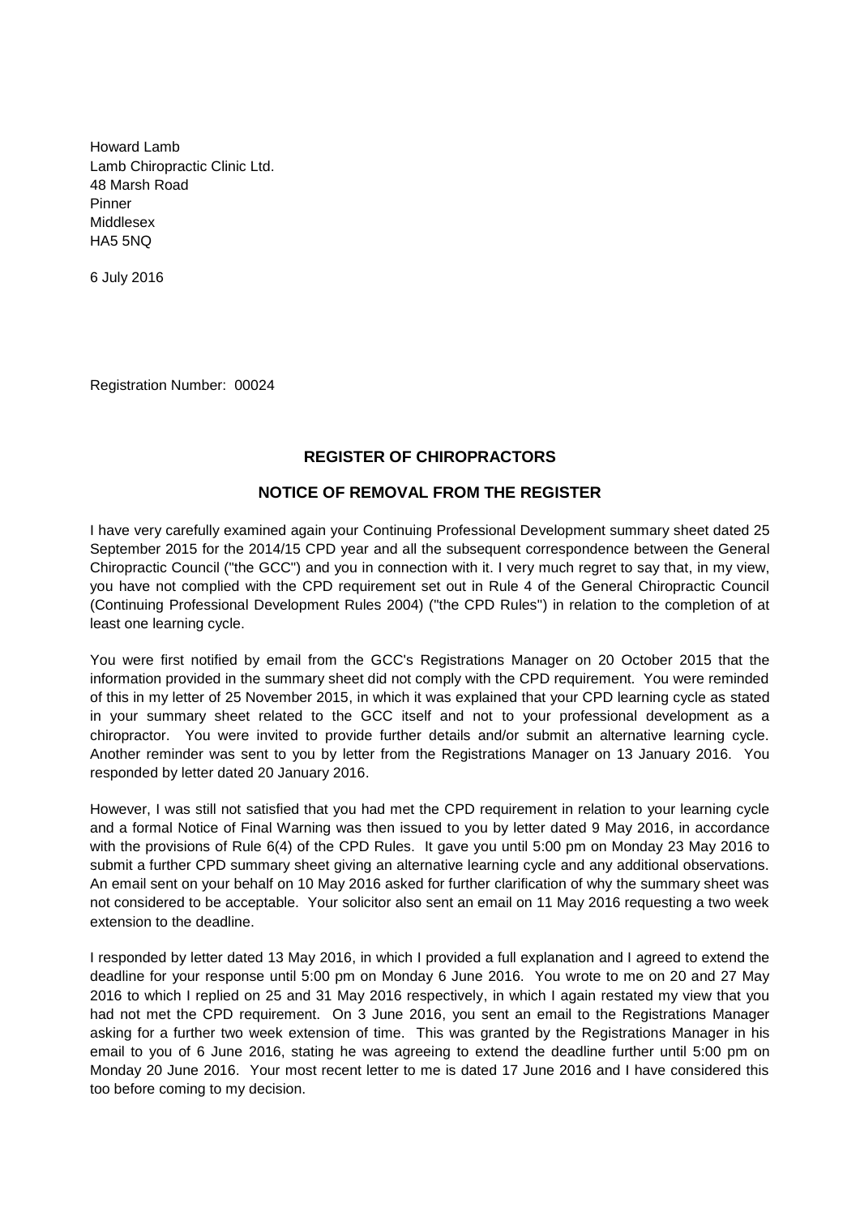Howard Lamb
Lamb Chiropractic Clinic Ltd.
48 Marsh Road
Pinner
Middlesex
HA5 5NQ

6 July 2016

Registration Number: 00024

**REGISTER OF CHIROPRACTORS**

**NOTICE OF REMOVAL FROM THE REGISTER**

I have very carefully examined again your Continuing Professional Development summary sheet dated 25 September 2015 for the 2014/15 CPD year and all the subsequent correspondence between the General Chiropractic Council ("the GCC") and you in connection with it. I very much regret to say that, in my view, you have not complied with the CPD requirement set out in Rule 4 of the General Chiropractic Council (Continuing Professional Development Rules 2004) ("the CPD Rules") in relation to the completion of at least one learning cycle.

You were first notified by email from the GCC's Registrations Manager on 20 October 2015 that the information provided in the summary sheet did not comply with the CPD requirement. You were reminded of this in my letter of 25 November 2015, in which it was explained that your CPD learning cycle as stated in your summary sheet related to the GCC itself and not to your professional development as a chiropractor. You were invited to provide further details and/or submit an alternative learning cycle. Another reminder was sent to you by letter from the Registrations Manager on 13 January 2016. You responded by letter dated 20 January 2016.

However, I was still not satisfied that you had met the CPD requirement in relation to your learning cycle and a formal Notice of Final Warning was then issued to you by letter dated 9 May 2016, in accordance with the provisions of Rule 6(4) of the CPD Rules. It gave you until 5:00 pm on Monday 23 May 2016 to submit a further CPD summary sheet giving an alternative learning cycle and any additional observations. An email sent on your behalf on 10 May 2016 asked for further clarification of why the summary sheet was not considered to be acceptable. Your solicitor also sent an email on 11 May 2016 requesting a two week extension to the deadline.

I responded by letter dated 13 May 2016, in which I provided a full explanation and I agreed to extend the deadline for your response until 5:00 pm on Monday 6 June 2016. You wrote to me on 20 and 27 May 2016 to which I replied on 25 and 31 May 2016 respectively, in which I again restated my view that you had not met the CPD requirement. On 3 June 2016, you sent an email to the Registrations Manager asking for a further two week extension of time. This was granted by the Registrations Manager in his email to you of 6 June 2016, stating he was agreeing to extend the deadline further until 5:00 pm on Monday 20 June 2016. Your most recent letter to me is dated 17 June 2016 and I have considered this too before coming to my decision.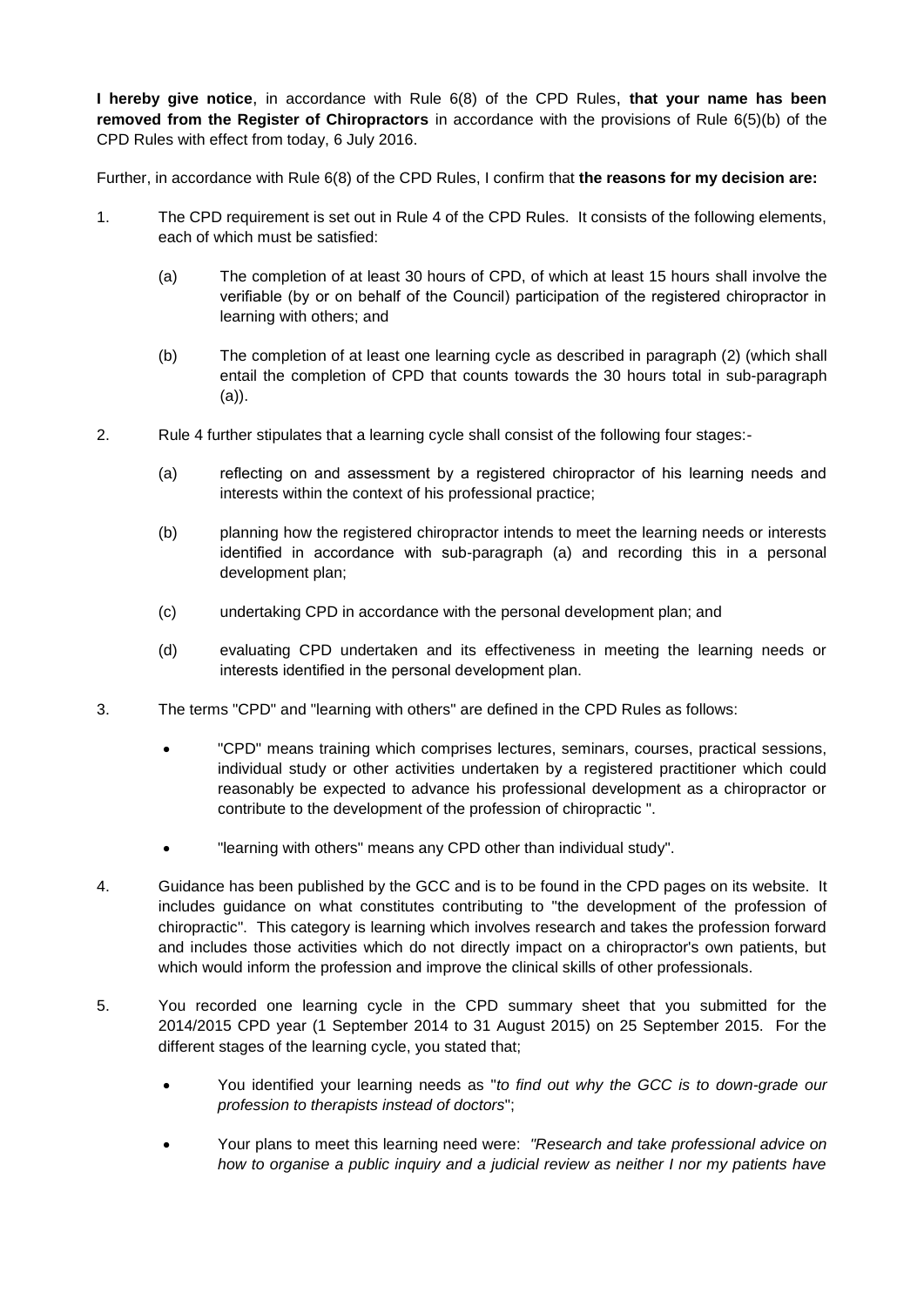**I hereby give notice**, in accordance with Rule 6(8) of the CPD Rules, **that your name has been removed from the Register of Chiropractors** in accordance with the provisions of Rule 6(5)(b) of the CPD Rules with effect from today, 6 July 2016.

Further, in accordance with Rule 6(8) of the CPD Rules, I confirm that **the reasons for my decision are:**

1. The CPD requirement is set out in Rule 4 of the CPD Rules. It consists of the following elements, each of which must be satisfied:

   (a) The completion of at least 30 hours of CPD, of which at least 15 hours shall involve the verifiable (by or on behalf of the Council) participation of the registered chiropractor in learning with others; and

   (b) The completion of at least one learning cycle as described in paragraph (2) (which shall entail the completion of CPD that counts towards the 30 hours total in sub-paragraph (a)).

2. Rule 4 further stipulates that a learning cycle shall consist of the following four stages:-

   (a) reflecting on and assessment by a registered chiropractor of his learning needs and interests within the context of his professional practice;

   (b) planning how the registered chiropractor intends to meet the learning needs or interests identified in accordance with sub-paragraph (a) and recording this in a personal development plan;

   (c) undertaking CPD in accordance with the personal development plan; and

   (d) evaluating CPD undertaken and its effectiveness in meeting the learning needs or interests identified in the personal development plan.

3. The terms "CPD" and "learning with others" are defined in the CPD Rules as follows:

   - "CPD" means training which comprises lectures, seminars, courses, practical sessions, individual study or other activities undertaken by a registered practitioner which could reasonably be expected to advance his professional development as a chiropractor or contribute to the development of the profession of chiropractic ".
   - "learning with others" means any CPD other than individual study".

4. Guidance has been published by the GCC and is to be found in the CPD pages on its website. It includes guidance on what constitutes contributing to "the development of the profession of chiropractic". This category is learning which involves research and takes the profession forward and includes those activities which do not directly impact on a chiropractor's own patients, but which would inform the profession and improve the clinical skills of other professionals.

5. You recorded one learning cycle in the CPD summary sheet that you submitted for the 2014/2015 CPD year (1 September 2014 to 31 August 2015) on 25 September 2015. For the different stages of the learning cycle, you stated that;

   - You identified your learning needs as "*to find out why the GCC is to down-grade our profession to therapists instead of doctors*";
   - Your plans to meet this learning need were: *"Research and take professional advice on how to organise a public inquiry and a judicial review as neither I nor my patients have*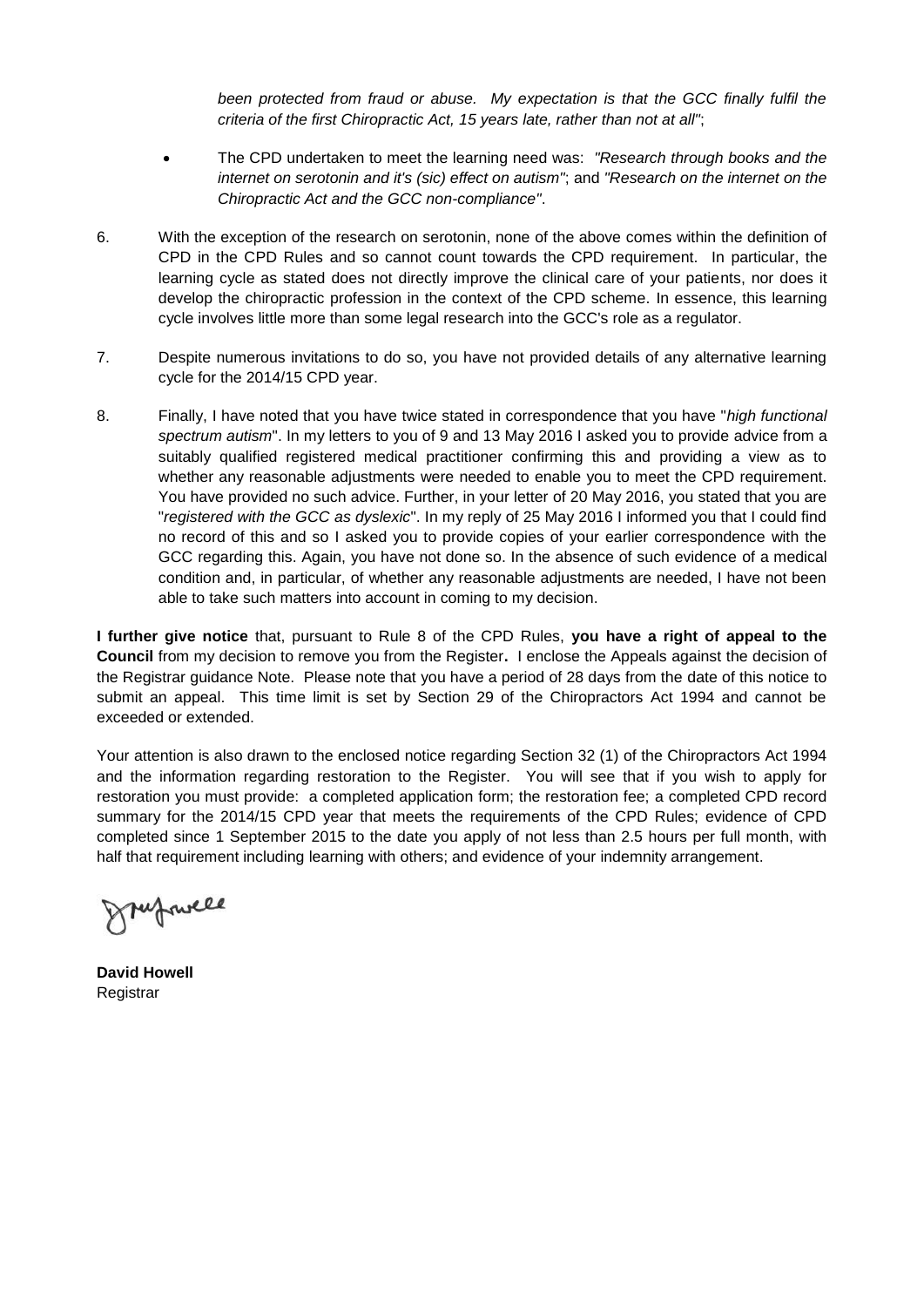*been protected from fraud or abuse. My expectation is that the GCC finally fulfil the criteria of the first Chiropractic Act, 15 years late, rather than not at all"*;

- The CPD undertaken to meet the learning need was: *"Research through books and the internet on serotonin and it's (sic) effect on autism"*; and *"Research on the internet on the Chiropractic Act and the GCC non-compliance"*.

6. With the exception of the research on serotonin, none of the above comes within the definition of CPD in the CPD Rules and so cannot count towards the CPD requirement. In particular, the learning cycle as stated does not directly improve the clinical care of your patients, nor does it develop the chiropractic profession in the context of the CPD scheme. In essence, this learning cycle involves little more than some legal research into the GCC's role as a regulator.

7. Despite numerous invitations to do so, you have not provided details of any alternative learning cycle for the 2014/15 CPD year.

8. Finally, I have noted that you have twice stated in correspondence that you have "*high functional spectrum autism*". In my letters to you of 9 and 13 May 2016 I asked you to provide advice from a suitably qualified registered medical practitioner confirming this and providing a view as to whether any reasonable adjustments were needed to enable you to meet the CPD requirement. You have provided no such advice. Further, in your letter of 20 May 2016, you stated that you are "*registered with the GCC as dyslexic*". In my reply of 25 May 2016 I informed you that I could find no record of this and so I asked you to provide copies of your earlier correspondence with the GCC regarding this. Again, you have not done so. In the absence of such evidence of a medical condition and, in particular, of whether any reasonable adjustments are needed, I have not been able to take such matters into account in coming to my decision.

**I further give notice** that, pursuant to Rule 8 of the CPD Rules, **you have a right of appeal to the Council** from my decision to remove you from the Register**.** I enclose the Appeals against the decision of the Registrar guidance Note. Please note that you have a period of 28 days from the date of this notice to submit an appeal. This time limit is set by Section 29 of the Chiropractors Act 1994 and cannot be exceeded or extended.

Your attention is also drawn to the enclosed notice regarding Section 32 (1) of the Chiropractors Act 1994 and the information regarding restoration to the Register. You will see that if you wish to apply for restoration you must provide: a completed application form; the restoration fee; a completed CPD record summary for the 2014/15 CPD year that meets the requirements of the CPD Rules; evidence of CPD completed since 1 September 2015 to the date you apply of not less than 2.5 hours per full month, with half that requirement including learning with others; and evidence of your indemnity arrangement.

**David Howell**
Registrar